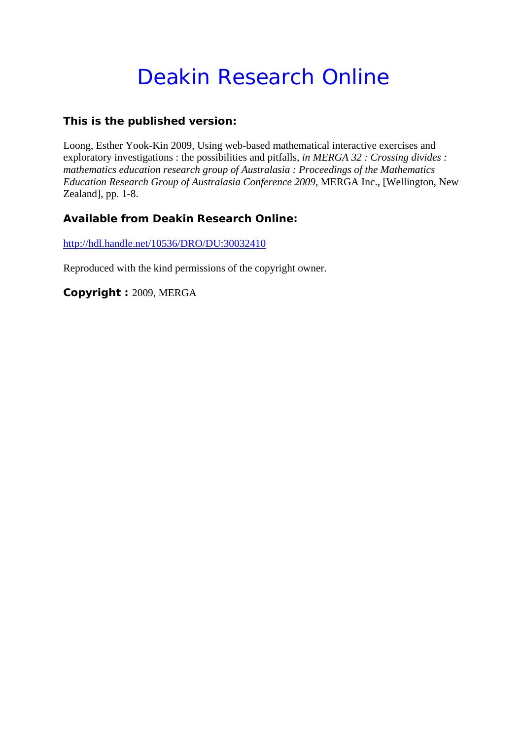# Deakin Research Online

### This is the published version:

Loong, Esther Yook-Kin 2009, Using web-based mathematical interactive exercises and exploratory investigations : the possibilities and pitfalls, *in MERGA 32 : Crossing divides : mathematics education research group of Australasia : Proceedings of the Mathematics Education Research Group of Australasia Conference 2009*, MERGA Inc., [Wellington, New Zealand], pp. 1-8.

### Available from Deakin Research Online:

http://hdl.handle.net/10536/DRO/DU:30032410

Reproduced with the kind permissions of the copyright owner.

**Copyright :** 2009, MERGA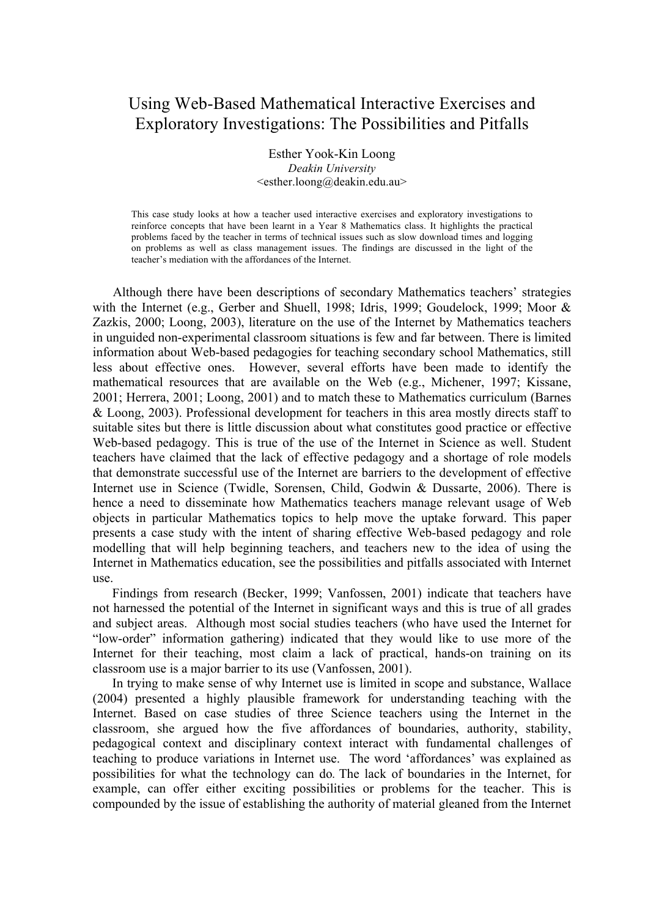# Using Web-Based Mathematical Interactive Exercises and Exploratory Investigations: The Possibilities and Pitfalls

Esther Yook-Kin Loong
*Deakin University*
<esther.loong@deakin.edu.au>

This case study looks at how a teacher used interactive exercises and exploratory investigations to reinforce concepts that have been learnt in a Year 8 Mathematics class. It highlights the practical problems faced by the teacher in terms of technical issues such as slow download times and logging on problems as well as class management issues. The findings are discussed in the light of the teacher's mediation with the affordances of the Internet.

Although there have been descriptions of secondary Mathematics teachers' strategies with the Internet (e.g., Gerber and Shuell, 1998; Idris, 1999; Goudelock, 1999; Moor & Zazkis, 2000; Loong, 2003), literature on the use of the Internet by Mathematics teachers in unguided non-experimental classroom situations is few and far between. There is limited information about Web-based pedagogies for teaching secondary school Mathematics, still less about effective ones. However, several efforts have been made to identify the mathematical resources that are available on the Web (e.g., Michener, 1997; Kissane, 2001; Herrera, 2001; Loong, 2001) and to match these to Mathematics curriculum (Barnes & Loong, 2003). Professional development for teachers in this area mostly directs staff to suitable sites but there is little discussion about what constitutes good practice or effective Web-based pedagogy. This is true of the use of the Internet in Science as well. Student teachers have claimed that the lack of effective pedagogy and a shortage of role models that demonstrate successful use of the Internet are barriers to the development of effective Internet use in Science (Twidle, Sorensen, Child, Godwin & Dussarte, 2006). There is hence a need to disseminate how Mathematics teachers manage relevant usage of Web objects in particular Mathematics topics to help move the uptake forward. This paper presents a case study with the intent of sharing effective Web-based pedagogy and role modelling that will help beginning teachers, and teachers new to the idea of using the Internet in Mathematics education, see the possibilities and pitfalls associated with Internet use.

Findings from research (Becker, 1999; Vanfossen, 2001) indicate that teachers have not harnessed the potential of the Internet in significant ways and this is true of all grades and subject areas. Although most social studies teachers (who have used the Internet for "low-order" information gathering) indicated that they would like to use more of the Internet for their teaching, most claim a lack of practical, hands-on training on its classroom use is a major barrier to its use (Vanfossen, 2001).

In trying to make sense of why Internet use is limited in scope and substance, Wallace (2004) presented a highly plausible framework for understanding teaching with the Internet. Based on case studies of three Science teachers using the Internet in the classroom, she argued how the five affordances of boundaries, authority, stability, pedagogical context and disciplinary context interact with fundamental challenges of teaching to produce variations in Internet use. The word 'affordances' was explained as possibilities for what the technology can do. The lack of boundaries in the Internet, for example, can offer either exciting possibilities or problems for the teacher. This is compounded by the issue of establishing the authority of material gleaned from the Internet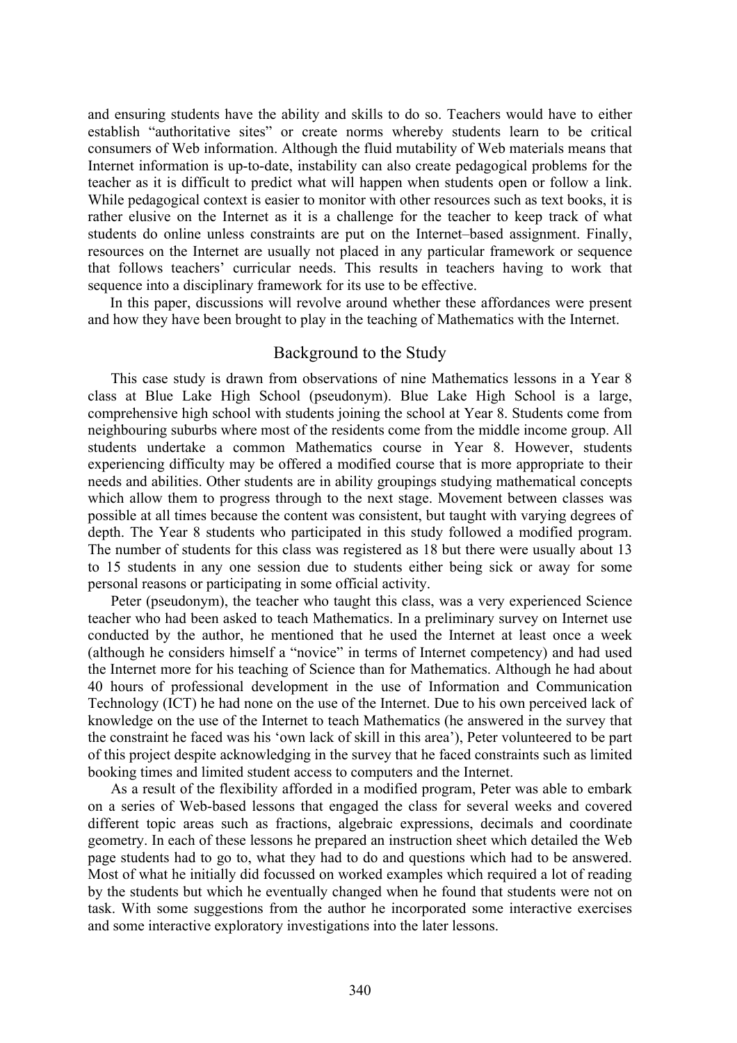and ensuring students have the ability and skills to do so. Teachers would have to either establish "authoritative sites" or create norms whereby students learn to be critical consumers of Web information. Although the fluid mutability of Web materials means that Internet information is up-to-date, instability can also create pedagogical problems for the teacher as it is difficult to predict what will happen when students open or follow a link. While pedagogical context is easier to monitor with other resources such as text books, it is rather elusive on the Internet as it is a challenge for the teacher to keep track of what students do online unless constraints are put on the Internet–based assignment. Finally, resources on the Internet are usually not placed in any particular framework or sequence that follows teachers' curricular needs. This results in teachers having to work that sequence into a disciplinary framework for its use to be effective.

In this paper, discussions will revolve around whether these affordances were present and how they have been brought to play in the teaching of Mathematics with the Internet.

## Background to the Study

This case study is drawn from observations of nine Mathematics lessons in a Year 8 class at Blue Lake High School (pseudonym). Blue Lake High School is a large, comprehensive high school with students joining the school at Year 8. Students come from neighbouring suburbs where most of the residents come from the middle income group. All students undertake a common Mathematics course in Year 8. However, students experiencing difficulty may be offered a modified course that is more appropriate to their needs and abilities. Other students are in ability groupings studying mathematical concepts which allow them to progress through to the next stage. Movement between classes was possible at all times because the content was consistent, but taught with varying degrees of depth. The Year 8 students who participated in this study followed a modified program. The number of students for this class was registered as 18 but there were usually about 13 to 15 students in any one session due to students either being sick or away for some personal reasons or participating in some official activity.

Peter (pseudonym), the teacher who taught this class, was a very experienced Science teacher who had been asked to teach Mathematics. In a preliminary survey on Internet use conducted by the author, he mentioned that he used the Internet at least once a week (although he considers himself a "novice" in terms of Internet competency) and had used the Internet more for his teaching of Science than for Mathematics. Although he had about 40 hours of professional development in the use of Information and Communication Technology (ICT) he had none on the use of the Internet. Due to his own perceived lack of knowledge on the use of the Internet to teach Mathematics (he answered in the survey that the constraint he faced was his 'own lack of skill in this area'), Peter volunteered to be part of this project despite acknowledging in the survey that he faced constraints such as limited booking times and limited student access to computers and the Internet.

As a result of the flexibility afforded in a modified program, Peter was able to embark on a series of Web-based lessons that engaged the class for several weeks and covered different topic areas such as fractions, algebraic expressions, decimals and coordinate geometry. In each of these lessons he prepared an instruction sheet which detailed the Web page students had to go to, what they had to do and questions which had to be answered. Most of what he initially did focussed on worked examples which required a lot of reading by the students but which he eventually changed when he found that students were not on task. With some suggestions from the author he incorporated some interactive exercises and some interactive exploratory investigations into the later lessons.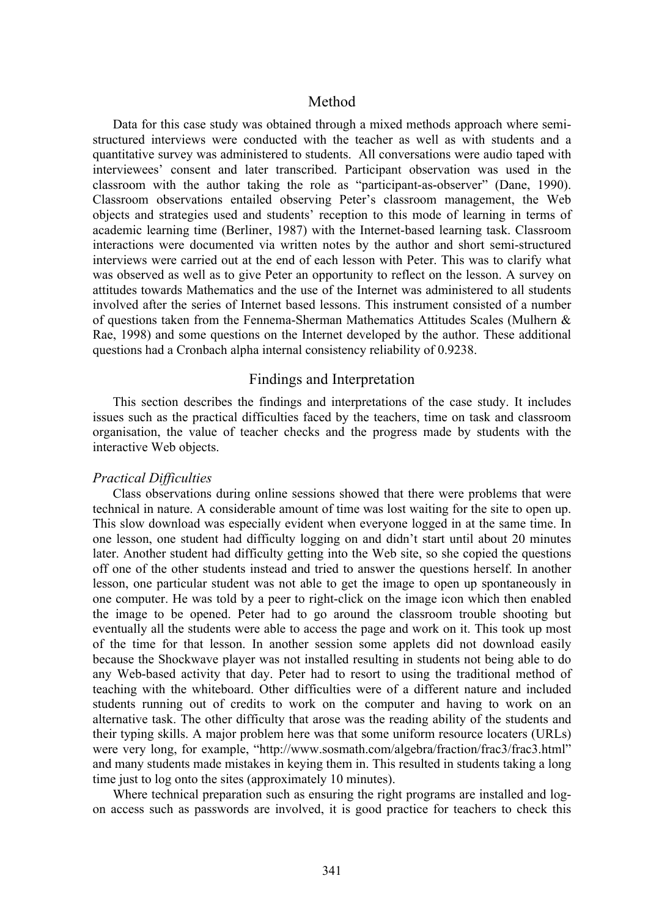## Method

Data for this case study was obtained through a mixed methods approach where semi-structured interviews were conducted with the teacher as well as with students and a quantitative survey was administered to students. All conversations were audio taped with interviewees' consent and later transcribed. Participant observation was used in the classroom with the author taking the role as "participant-as-observer" (Dane, 1990). Classroom observations entailed observing Peter's classroom management, the Web objects and strategies used and students' reception to this mode of learning in terms of academic learning time (Berliner, 1987) with the Internet-based learning task. Classroom interactions were documented via written notes by the author and short semi-structured interviews were carried out at the end of each lesson with Peter. This was to clarify what was observed as well as to give Peter an opportunity to reflect on the lesson. A survey on attitudes towards Mathematics and the use of the Internet was administered to all students involved after the series of Internet based lessons. This instrument consisted of a number of questions taken from the Fennema-Sherman Mathematics Attitudes Scales (Mulhern & Rae, 1998) and some questions on the Internet developed by the author. These additional questions had a Cronbach alpha internal consistency reliability of 0.9238.

## Findings and Interpretation

This section describes the findings and interpretations of the case study. It includes issues such as the practical difficulties faced by the teachers, time on task and classroom organisation, the value of teacher checks and the progress made by students with the interactive Web objects.

### *Practical Difficulties*

Class observations during online sessions showed that there were problems that were technical in nature. A considerable amount of time was lost waiting for the site to open up. This slow download was especially evident when everyone logged in at the same time. In one lesson, one student had difficulty logging on and didn't start until about 20 minutes later. Another student had difficulty getting into the Web site, so she copied the questions off one of the other students instead and tried to answer the questions herself. In another lesson, one particular student was not able to get the image to open up spontaneously in one computer. He was told by a peer to right-click on the image icon which then enabled the image to be opened. Peter had to go around the classroom trouble shooting but eventually all the students were able to access the page and work on it. This took up most of the time for that lesson. In another session some applets did not download easily because the Shockwave player was not installed resulting in students not being able to do any Web-based activity that day. Peter had to resort to using the traditional method of teaching with the whiteboard. Other difficulties were of a different nature and included students running out of credits to work on the computer and having to work on an alternative task. The other difficulty that arose was the reading ability of the students and their typing skills. A major problem here was that some uniform resource locaters (URLs) were very long, for example, "http://www.sosmath.com/algebra/fraction/frac3/frac3.html" and many students made mistakes in keying them in. This resulted in students taking a long time just to log onto the sites (approximately 10 minutes).

Where technical preparation such as ensuring the right programs are installed and log-on access such as passwords are involved, it is good practice for teachers to check this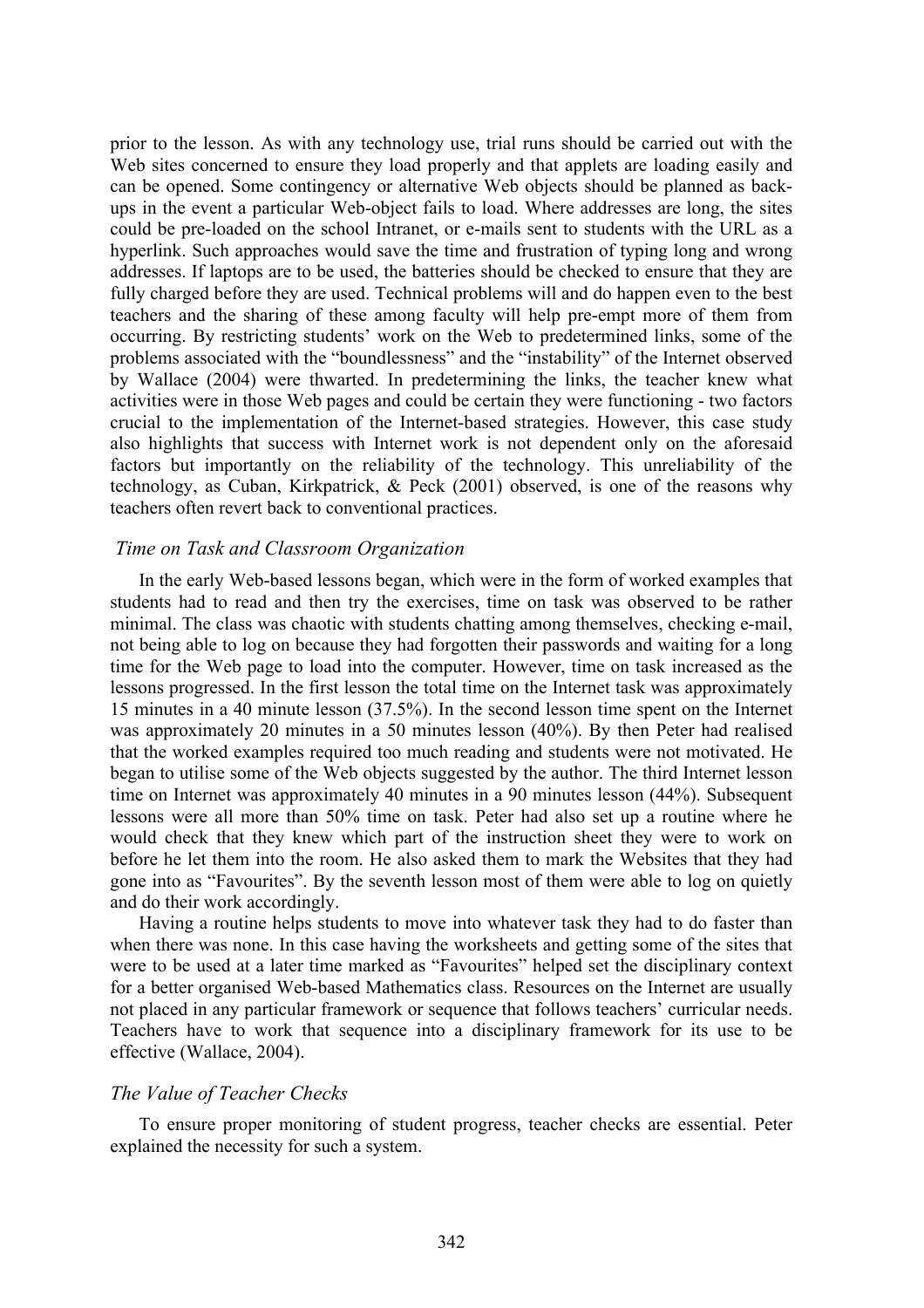prior to the lesson. As with any technology use, trial runs should be carried out with the Web sites concerned to ensure they load properly and that applets are loading easily and can be opened. Some contingency or alternative Web objects should be planned as back-ups in the event a particular Web-object fails to load. Where addresses are long, the sites could be pre-loaded on the school Intranet, or e-mails sent to students with the URL as a hyperlink. Such approaches would save the time and frustration of typing long and wrong addresses. If laptops are to be used, the batteries should be checked to ensure that they are fully charged before they are used. Technical problems will and do happen even to the best teachers and the sharing of these among faculty will help pre-empt more of them from occurring. By restricting students' work on the Web to predetermined links, some of the problems associated with the "boundlessness" and the "instability" of the Internet observed by Wallace (2004) were thwarted. In predetermining the links, the teacher knew what activities were in those Web pages and could be certain they were functioning - two factors crucial to the implementation of the Internet-based strategies. However, this case study also highlights that success with Internet work is not dependent only on the aforesaid factors but importantly on the reliability of the technology. This unreliability of the technology, as Cuban, Kirkpatrick, & Peck (2001) observed, is one of the reasons why teachers often revert back to conventional practices.

### *Time on Task and Classroom Organization*

In the early Web-based lessons began, which were in the form of worked examples that students had to read and then try the exercises, time on task was observed to be rather minimal. The class was chaotic with students chatting among themselves, checking e-mail, not being able to log on because they had forgotten their passwords and waiting for a long time for the Web page to load into the computer. However, time on task increased as the lessons progressed. In the first lesson the total time on the Internet task was approximately 15 minutes in a 40 minute lesson (37.5%). In the second lesson time spent on the Internet was approximately 20 minutes in a 50 minutes lesson (40%). By then Peter had realised that the worked examples required too much reading and students were not motivated. He began to utilise some of the Web objects suggested by the author. The third Internet lesson time on Internet was approximately 40 minutes in a 90 minutes lesson (44%). Subsequent lessons were all more than 50% time on task. Peter had also set up a routine where he would check that they knew which part of the instruction sheet they were to work on before he let them into the room. He also asked them to mark the Websites that they had gone into as "Favourites". By the seventh lesson most of them were able to log on quietly and do their work accordingly.

Having a routine helps students to move into whatever task they had to do faster than when there was none. In this case having the worksheets and getting some of the sites that were to be used at a later time marked as "Favourites" helped set the disciplinary context for a better organised Web-based Mathematics class. Resources on the Internet are usually not placed in any particular framework or sequence that follows teachers' curricular needs. Teachers have to work that sequence into a disciplinary framework for its use to be effective (Wallace, 2004).

### *The Value of Teacher Checks*

To ensure proper monitoring of student progress, teacher checks are essential. Peter explained the necessity for such a system.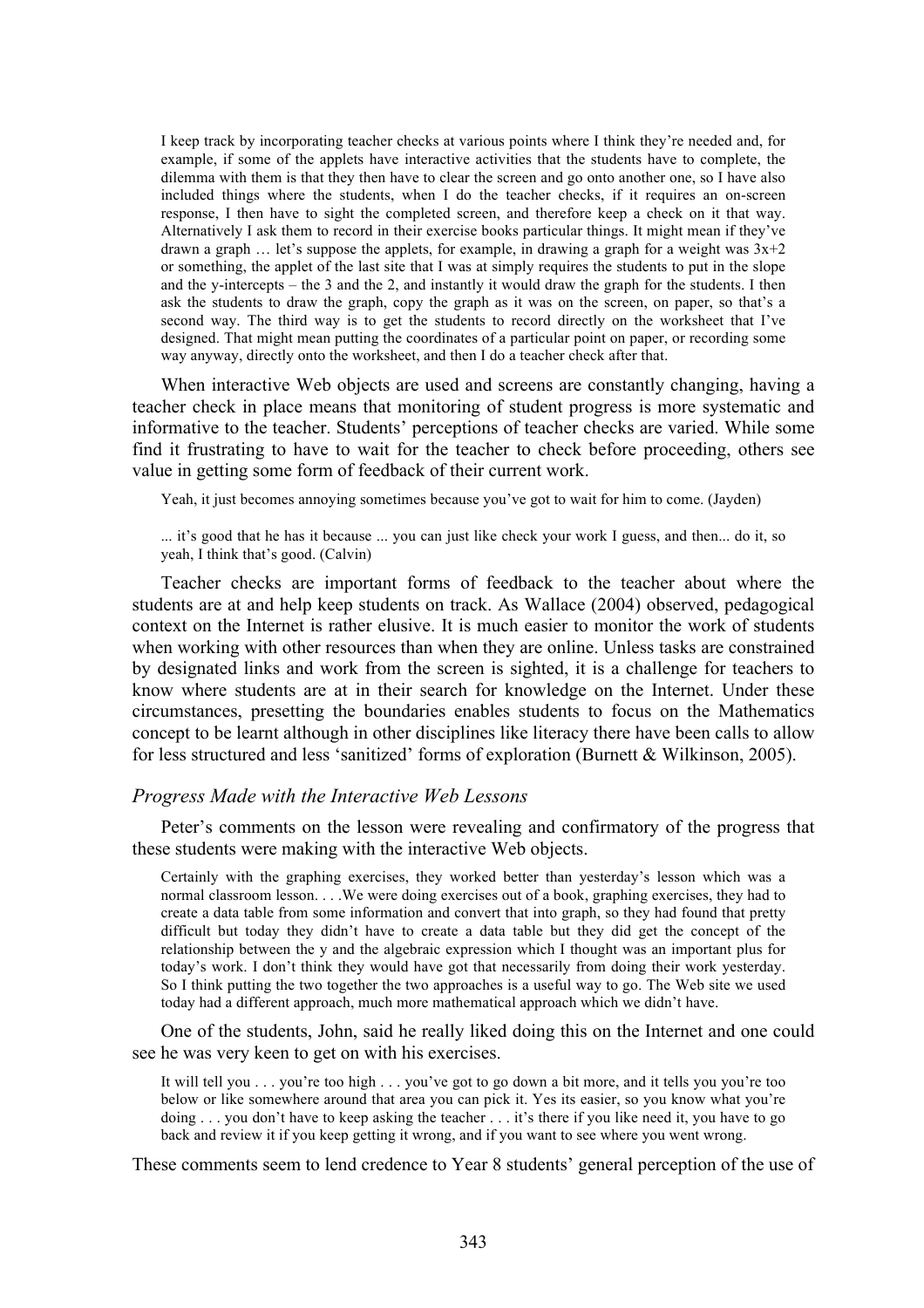> I keep track by incorporating teacher checks at various points where I think they're needed and, for example, if some of the applets have interactive activities that the students have to complete, the dilemma with them is that they then have to clear the screen and go onto another one, so I have also included things where the students, when I do the teacher checks, if it requires an on-screen response, I then have to sight the completed screen, and therefore keep a check on it that way. Alternatively I ask them to record in their exercise books particular things. It might mean if they've drawn a graph … let's suppose the applets, for example, in drawing a graph for a weight was $3x+2$ or something, the applet of the last site that I was at simply requires the students to put in the slope and the y-intercepts – the 3 and the 2, and instantly it would draw the graph for the students. I then ask the students to draw the graph, copy the graph as it was on the screen, on paper, so that's a second way. The third way is to get the students to record directly on the worksheet that I've designed. That might mean putting the coordinates of a particular point on paper, or recording some way anyway, directly onto the worksheet, and then I do a teacher check after that.

When interactive Web objects are used and screens are constantly changing, having a teacher check in place means that monitoring of student progress is more systematic and informative to the teacher. Students' perceptions of teacher checks are varied. While some find it frustrating to have to wait for the teacher to check before proceeding, others see value in getting some form of feedback of their current work.

> Yeah, it just becomes annoying sometimes because you've got to wait for him to come. (Jayden)

> ... it's good that he has it because ... you can just like check your work I guess, and then... do it, so yeah, I think that's good. (Calvin)

Teacher checks are important forms of feedback to the teacher about where the students are at and help keep students on track. As Wallace (2004) observed, pedagogical context on the Internet is rather elusive. It is much easier to monitor the work of students when working with other resources than when they are online. Unless tasks are constrained by designated links and work from the screen is sighted, it is a challenge for teachers to know where students are at in their search for knowledge on the Internet. Under these circumstances, presetting the boundaries enables students to focus on the Mathematics concept to be learnt although in other disciplines like literacy there have been calls to allow for less structured and less 'sanitized' forms of exploration (Burnett & Wilkinson, 2005).

### *Progress Made with the Interactive Web Lessons*

Peter's comments on the lesson were revealing and confirmatory of the progress that these students were making with the interactive Web objects.

> Certainly with the graphing exercises, they worked better than yesterday's lesson which was a normal classroom lesson. . . .We were doing exercises out of a book, graphing exercises, they had to create a data table from some information and convert that into graph, so they had found that pretty difficult but today they didn't have to create a data table but they did get the concept of the relationship between the y and the algebraic expression which I thought was an important plus for today's work. I don't think they would have got that necessarily from doing their work yesterday. So I think putting the two together the two approaches is a useful way to go. The Web site we used today had a different approach, much more mathematical approach which we didn't have.

One of the students, John, said he really liked doing this on the Internet and one could see he was very keen to get on with his exercises.

> It will tell you . . . you're too high . . . you've got to go down a bit more, and it tells you you're too below or like somewhere around that area you can pick it. Yes its easier, so you know what you're doing . . . you don't have to keep asking the teacher . . . it's there if you like need it, you have to go back and review it if you keep getting it wrong, and if you want to see where you went wrong.

These comments seem to lend credence to Year 8 students' general perception of the use of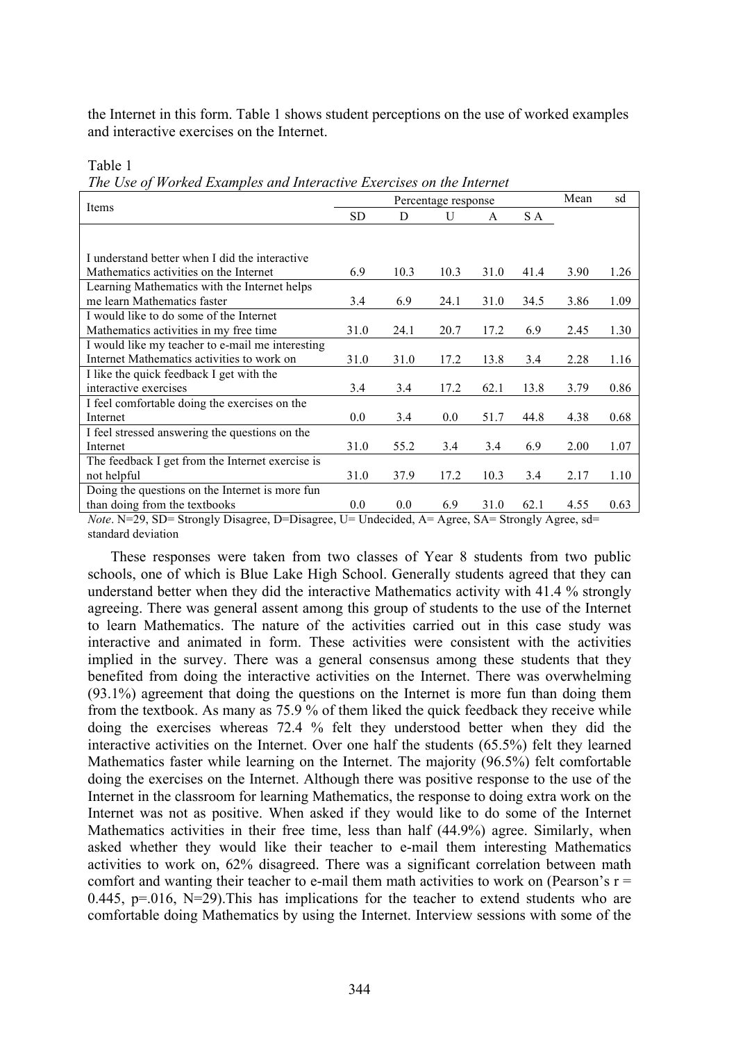the Internet in this form. Table 1 shows student perceptions on the use of worked examples and interactive exercises on the Internet.

Table 1
*The Use of Worked Examples and Interactive Exercises on the Internet*

| Items | Percentage response | | | | | Mean | sd |
|---|---|---|---|---|---|---|---|
| | SD | D | U | A | S A | | |
| I understand better when I did the interactive Mathematics activities on the Internet | 6.9 | 10.3 | 10.3 | 31.0 | 41.4 | 3.90 | 1.26 |
| Learning Mathematics with the Internet helps me learn Mathematics faster | 3.4 | 6.9 | 24.1 | 31.0 | 34.5 | 3.86 | 1.09 |
| I would like to do some of the Internet Mathematics activities in my free time | 31.0 | 24.1 | 20.7 | 17.2 | 6.9 | 2.45 | 1.30 |
| I would like my teacher to e-mail me interesting Internet Mathematics activities to work on | 31.0 | 31.0 | 17.2 | 13.8 | 3.4 | 2.28 | 1.16 |
| I like the quick feedback I get with the interactive exercises | 3.4 | 3.4 | 17.2 | 62.1 | 13.8 | 3.79 | 0.86 |
| I feel comfortable doing the exercises on the Internet | 0.0 | 3.4 | 0.0 | 51.7 | 44.8 | 4.38 | 0.68 |
| I feel stressed answering the questions on the Internet | 31.0 | 55.2 | 3.4 | 3.4 | 6.9 | 2.00 | 1.07 |
| The feedback I get from the Internet exercise is not helpful | 31.0 | 37.9 | 17.2 | 10.3 | 3.4 | 2.17 | 1.10 |
| Doing the questions on the Internet is more fun than doing from the textbooks | 0.0 | 0.0 | 6.9 | 31.0 | 62.1 | 4.55 | 0.63 |

*Note*. N=29, SD= Strongly Disagree, D=Disagree, U= Undecided, A= Agree, SA= Strongly Agree, sd= standard deviation

These responses were taken from two classes of Year 8 students from two public schools, one of which is Blue Lake High School. Generally students agreed that they can understand better when they did the interactive Mathematics activity with 41.4 % strongly agreeing. There was general assent among this group of students to the use of the Internet to learn Mathematics. The nature of the activities carried out in this case study was interactive and animated in form. These activities were consistent with the activities implied in the survey. There was a general consensus among these students that they benefited from doing the interactive activities on the Internet. There was overwhelming (93.1%) agreement that doing the questions on the Internet is more fun than doing them from the textbook. As many as 75.9 % of them liked the quick feedback they receive while doing the exercises whereas 72.4 % felt they understood better when they did the interactive activities on the Internet. Over one half the students (65.5%) felt they learned Mathematics faster while learning on the Internet. The majority (96.5%) felt comfortable doing the exercises on the Internet. Although there was positive response to the use of the Internet in the classroom for learning Mathematics, the response to doing extra work on the Internet was not as positive. When asked if they would like to do some of the Internet Mathematics activities in their free time, less than half (44.9%) agree. Similarly, when asked whether they would like their teacher to e-mail them interesting Mathematics activities to work on, 62% disagreed. There was a significant correlation between math comfort and wanting their teacher to e-mail them math activities to work on (Pearson's $r = 0.445$, $p=.016$, $N=29$).This has implications for the teacher to extend students who are comfortable doing Mathematics by using the Internet. Interview sessions with some of the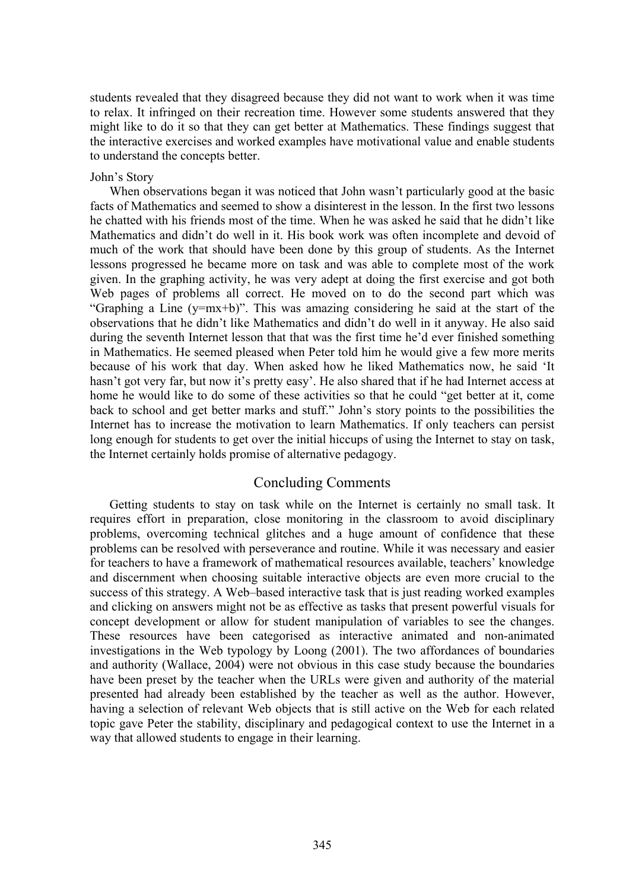students revealed that they disagreed because they did not want to work when it was time to relax. It infringed on their recreation time. However some students answered that they might like to do it so that they can get better at Mathematics. These findings suggest that the interactive exercises and worked examples have motivational value and enable students to understand the concepts better.

### John's Story

When observations began it was noticed that John wasn't particularly good at the basic facts of Mathematics and seemed to show a disinterest in the lesson. In the first two lessons he chatted with his friends most of the time. When he was asked he said that he didn't like Mathematics and didn't do well in it. His book work was often incomplete and devoid of much of the work that should have been done by this group of students. As the Internet lessons progressed he became more on task and was able to complete most of the work given. In the graphing activity, he was very adept at doing the first exercise and got both Web pages of problems all correct. He moved on to do the second part which was "Graphing a Line ($y=mx+b$)". This was amazing considering he said at the start of the observations that he didn't like Mathematics and didn't do well in it anyway. He also said during the seventh Internet lesson that that was the first time he'd ever finished something in Mathematics. He seemed pleased when Peter told him he would give a few more merits because of his work that day. When asked how he liked Mathematics now, he said 'It hasn't got very far, but now it's pretty easy'. He also shared that if he had Internet access at home he would like to do some of these activities so that he could "get better at it, come back to school and get better marks and stuff." John's story points to the possibilities the Internet has to increase the motivation to learn Mathematics. If only teachers can persist long enough for students to get over the initial hiccups of using the Internet to stay on task, the Internet certainly holds promise of alternative pedagogy.

## Concluding Comments

Getting students to stay on task while on the Internet is certainly no small task. It requires effort in preparation, close monitoring in the classroom to avoid disciplinary problems, overcoming technical glitches and a huge amount of confidence that these problems can be resolved with perseverance and routine. While it was necessary and easier for teachers to have a framework of mathematical resources available, teachers' knowledge and discernment when choosing suitable interactive objects are even more crucial to the success of this strategy. A Web–based interactive task that is just reading worked examples and clicking on answers might not be as effective as tasks that present powerful visuals for concept development or allow for student manipulation of variables to see the changes. These resources have been categorised as interactive animated and non-animated investigations in the Web typology by Loong (2001). The two affordances of boundaries and authority (Wallace, 2004) were not obvious in this case study because the boundaries have been preset by the teacher when the URLs were given and authority of the material presented had already been established by the teacher as well as the author. However, having a selection of relevant Web objects that is still active on the Web for each related topic gave Peter the stability, disciplinary and pedagogical context to use the Internet in a way that allowed students to engage in their learning.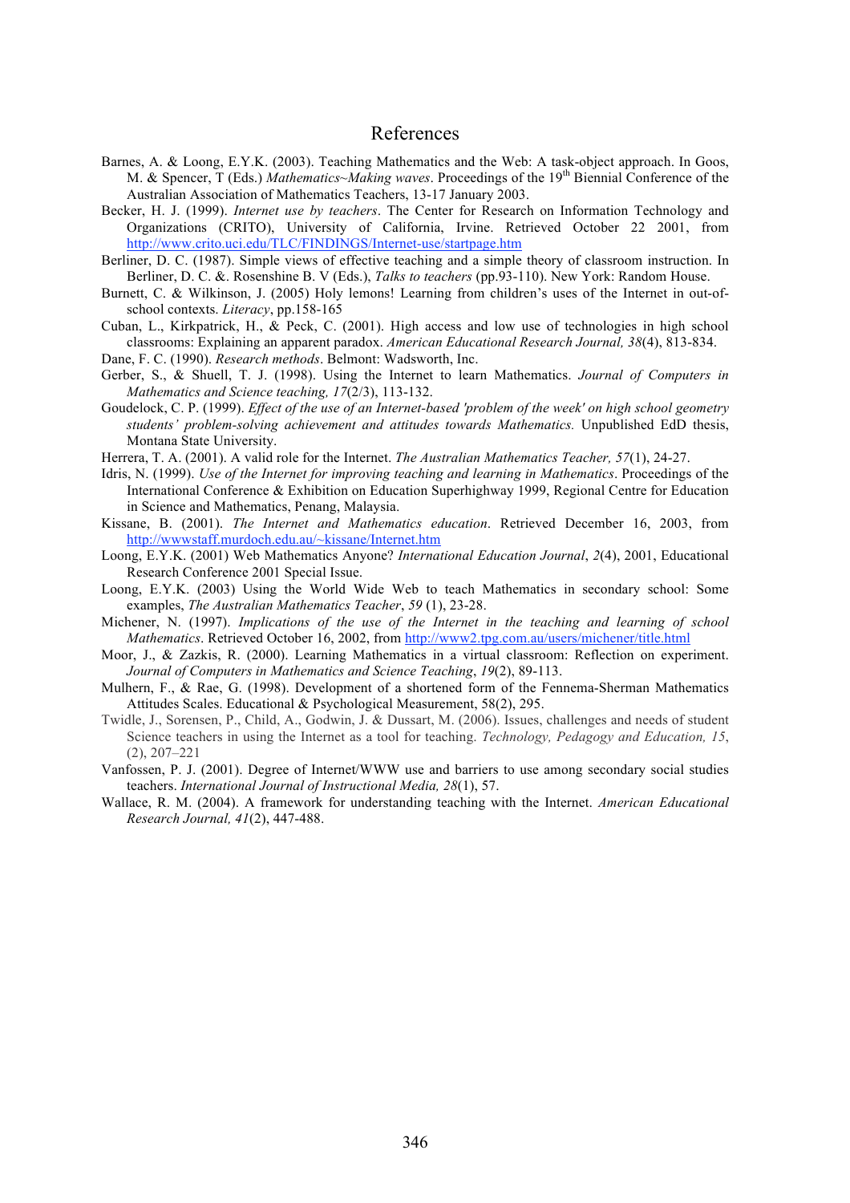# References

Barnes, A. & Loong, E.Y.K. (2003). Teaching Mathematics and the Web: A task-object approach. In Goos, M. & Spencer, T (Eds.) *Mathematics~Making waves*. Proceedings of the 19th Biennial Conference of the Australian Association of Mathematics Teachers, 13-17 January 2003.

Becker, H. J. (1999). *Internet use by teachers*. The Center for Research on Information Technology and Organizations (CRITO), University of California, Irvine. Retrieved October 22 2001, from http://www.crito.uci.edu/TLC/FINDINGS/Internet-use/startpage.htm

Berliner, D. C. (1987). Simple views of effective teaching and a simple theory of classroom instruction. In Berliner, D. C. &. Rosenshine B. V (Eds.), *Talks to teachers* (pp.93-110). New York: Random House.

Burnett, C. & Wilkinson, J. (2005) Holy lemons! Learning from children's uses of the Internet in out-of-school contexts. *Literacy*, pp.158-165

Cuban, L., Kirkpatrick, H., & Peck, C. (2001). High access and low use of technologies in high school classrooms: Explaining an apparent paradox. *American Educational Research Journal, 38*(4), 813-834.

Dane, F. C. (1990). *Research methods*. Belmont: Wadsworth, Inc.

Gerber, S., & Shuell, T. J. (1998). Using the Internet to learn Mathematics. *Journal of Computers in Mathematics and Science teaching, 17*(2/3), 113-132.

Goudelock, C. P. (1999). *Effect of the use of an Internet-based 'problem of the week' on high school geometry students' problem-solving achievement and attitudes towards Mathematics.* Unpublished EdD thesis, Montana State University.

Herrera, T. A. (2001). A valid role for the Internet. *The Australian Mathematics Teacher, 57*(1), 24-27.

Idris, N. (1999). *Use of the Internet for improving teaching and learning in Mathematics*. Proceedings of the International Conference & Exhibition on Education Superhighway 1999, Regional Centre for Education in Science and Mathematics, Penang, Malaysia.

Kissane, B. (2001). *The Internet and Mathematics education*. Retrieved December 16, 2003, from http://wwwstaff.murdoch.edu.au/~kissane/Internet.htm

Loong, E.Y.K. (2001) Web Mathematics Anyone? *International Education Journal*, *2*(4), 2001, Educational Research Conference 2001 Special Issue.

Loong, E.Y.K. (2003) Using the World Wide Web to teach Mathematics in secondary school: Some examples, *The Australian Mathematics Teacher*, *59* (1), 23-28.

Michener, N. (1997). *Implications of the use of the Internet in the teaching and learning of school Mathematics*. Retrieved October 16, 2002, from http://www2.tpg.com.au/users/michener/title.html

Moor, J., & Zazkis, R. (2000). Learning Mathematics in a virtual classroom: Reflection on experiment. *Journal of Computers in Mathematics and Science Teaching*, *19*(2), 89-113.

Mulhern, F., & Rae, G. (1998). Development of a shortened form of the Fennema-Sherman Mathematics Attitudes Scales. Educational & Psychological Measurement, 58(2), 295.

Twidle, J., Sorensen, P., Child, A., Godwin, J. & Dussart, M. (2006). Issues, challenges and needs of student Science teachers in using the Internet as a tool for teaching. *Technology, Pedagogy and Education, 15*, (2), 207–221

Vanfossen, P. J. (2001). Degree of Internet/WWW use and barriers to use among secondary social studies teachers. *International Journal of Instructional Media, 28*(1), 57.

Wallace, R. M. (2004). A framework for understanding teaching with the Internet. *American Educational Research Journal, 41*(2), 447-488.